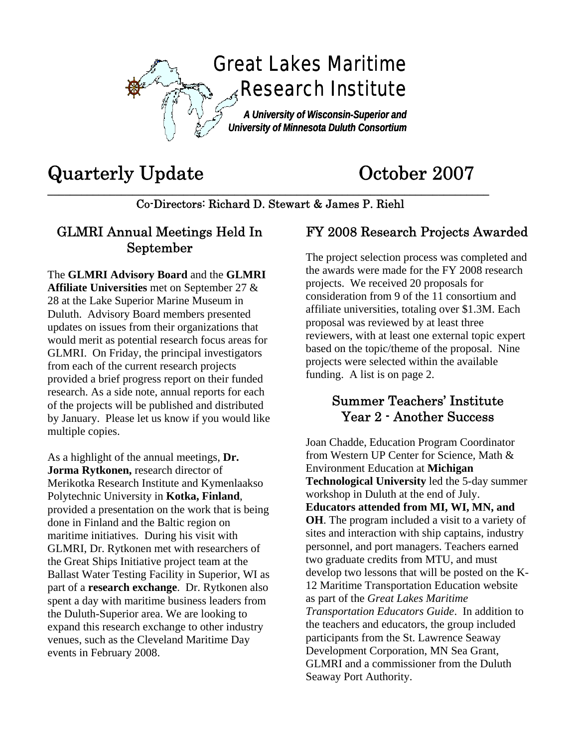# Great Lakes Maritime Research Institute

***A University of Wisconsin-Superior and University of Minnesota Duluth Consortium***

# Quarterly Update October 2007

Co-Directors: Richard D. Stewart & James P. Riehl

## GLMRI Annual Meetings Held In September

The **GLMRI Advisory Board** and the **GLMRI Affiliate Universities** met on September 27 & 28 at the Lake Superior Marine Museum in Duluth. Advisory Board members presented updates on issues from their organizations that would merit as potential research focus areas for GLMRI. On Friday, the principal investigators from each of the current research projects provided a brief progress report on their funded research. As a side note, annual reports for each of the projects will be published and distributed by January. Please let us know if you would like multiple copies.

As a highlight of the annual meetings, **Dr. Jorma Rytkonen,** research director of Merikotka Research Institute and Kymenlaakso Polytechnic University in **Kotka, Finland**, provided a presentation on the work that is being done in Finland and the Baltic region on maritime initiatives. During his visit with GLMRI, Dr. Rytkonen met with researchers of the Great Ships Initiative project team at the Ballast Water Testing Facility in Superior, WI as part of a **research exchange**. Dr. Rytkonen also spent a day with maritime business leaders from the Duluth-Superior area. We are looking to expand this research exchange to other industry venues, such as the Cleveland Maritime Day events in February 2008.

## FY 2008 Research Projects Awarded

The project selection process was completed and the awards were made for the FY 2008 research projects. We received 20 proposals for consideration from 9 of the 11 consortium and affiliate universities, totaling over \$1.3M. Each proposal was reviewed by at least three reviewers, with at least one external topic expert based on the topic/theme of the proposal. Nine projects were selected within the available funding. A list is on page 2.

## Summer Teachers' Institute Year 2 - Another Success

Joan Chadde, Education Program Coordinator from Western UP Center for Science, Math & Environment Education at **Michigan Technological University** led the 5-day summer workshop in Duluth at the end of July. **Educators attended from MI, WI, MN, and OH**. The program included a visit to a variety of sites and interaction with ship captains, industry personnel, and port managers. Teachers earned two graduate credits from MTU, and must develop two lessons that will be posted on the K-12 Maritime Transportation Education website as part of the *Great Lakes Maritime Transportation Educators Guide*. In addition to the teachers and educators, the group included participants from the St. Lawrence Seaway Development Corporation, MN Sea Grant, GLMRI and a commissioner from the Duluth Seaway Port Authority.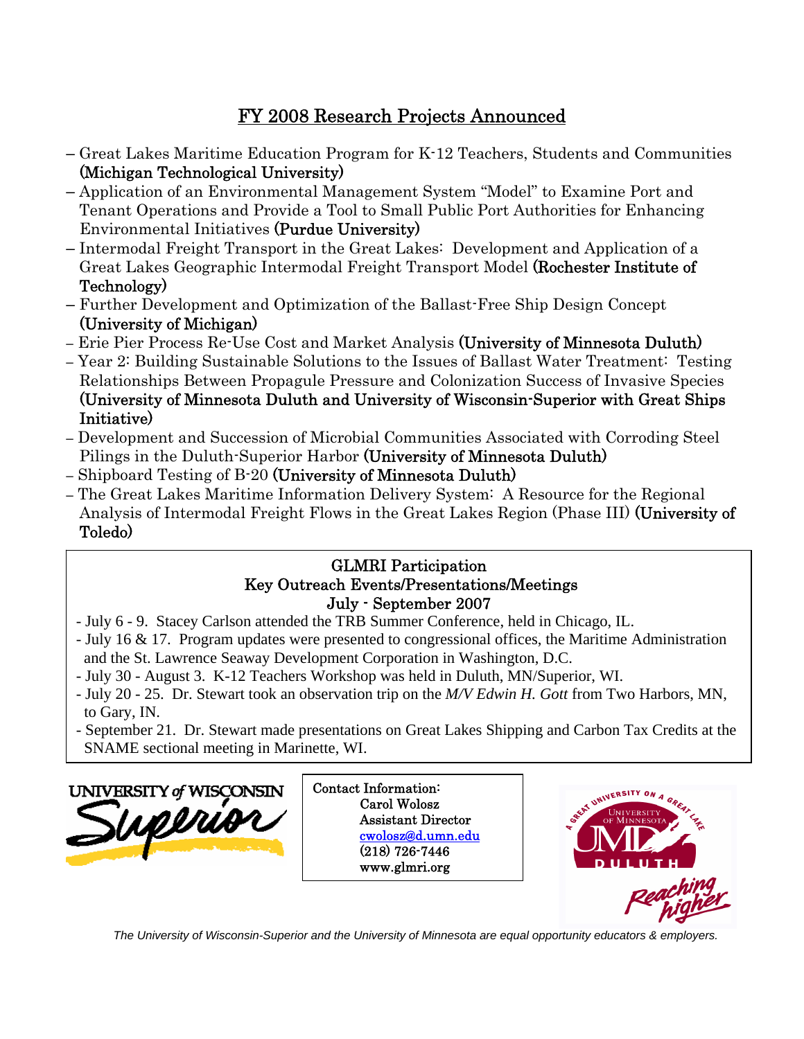## FY 2008 Research Projects Announced

- Great Lakes Maritime Education Program for K-12 Teachers, Students and Communities (Michigan Technological University)
- Application of an Environmental Management System "Model" to Examine Port and Tenant Operations and Provide a Tool to Small Public Port Authorities for Enhancing Environmental Initiatives (Purdue University)
- Intermodal Freight Transport in the Great Lakes: Development and Application of a Great Lakes Geographic Intermodal Freight Transport Model (Rochester Institute of Technology)
- Further Development and Optimization of the Ballast-Free Ship Design Concept (University of Michigan)
- Erie Pier Process Re-Use Cost and Market Analysis (University of Minnesota Duluth)
- Year 2: Building Sustainable Solutions to the Issues of Ballast Water Treatment: Testing Relationships Between Propagule Pressure and Colonization Success of Invasive Species (University of Minnesota Duluth and University of Wisconsin-Superior with Great Ships Initiative)
- Development and Succession of Microbial Communities Associated with Corroding Steel Pilings in the Duluth-Superior Harbor (University of Minnesota Duluth)
- Shipboard Testing of B-20 (University of Minnesota Duluth)
- The Great Lakes Maritime Information Delivery System: A Resource for the Regional Analysis of Intermodal Freight Flows in the Great Lakes Region (Phase III) (University of Toledo)

### GLMRI Participation
### Key Outreach Events/Presentations/Meetings
### July - September 2007

- July 6 - 9. Stacey Carlson attended the TRB Summer Conference, held in Chicago, IL.
- July 16 & 17. Program updates were presented to congressional offices, the Maritime Administration and the St. Lawrence Seaway Development Corporation in Washington, D.C.
- July 30 - August 3. K-12 Teachers Workshop was held in Duluth, MN/Superior, WI.
- July 20 - 25. Dr. Stewart took an observation trip on the *M/V Edwin H. Gott* from Two Harbors, MN, to Gary, IN.
- September 21. Dr. Stewart made presentations on Great Lakes Shipping and Carbon Tax Credits at the SNAME sectional meeting in Marinette, WI.

University of Wisconsin Superior

Contact Information:
Carol Wolosz
Assistant Director
cwolosz@d.umn.edu
(218) 726-7446
www.glmri.org

A Great University on a Great Lake — University of Minnesota Duluth — Reaching higher

*The University of Wisconsin-Superior and the University of Minnesota are equal opportunity educators & employers.*